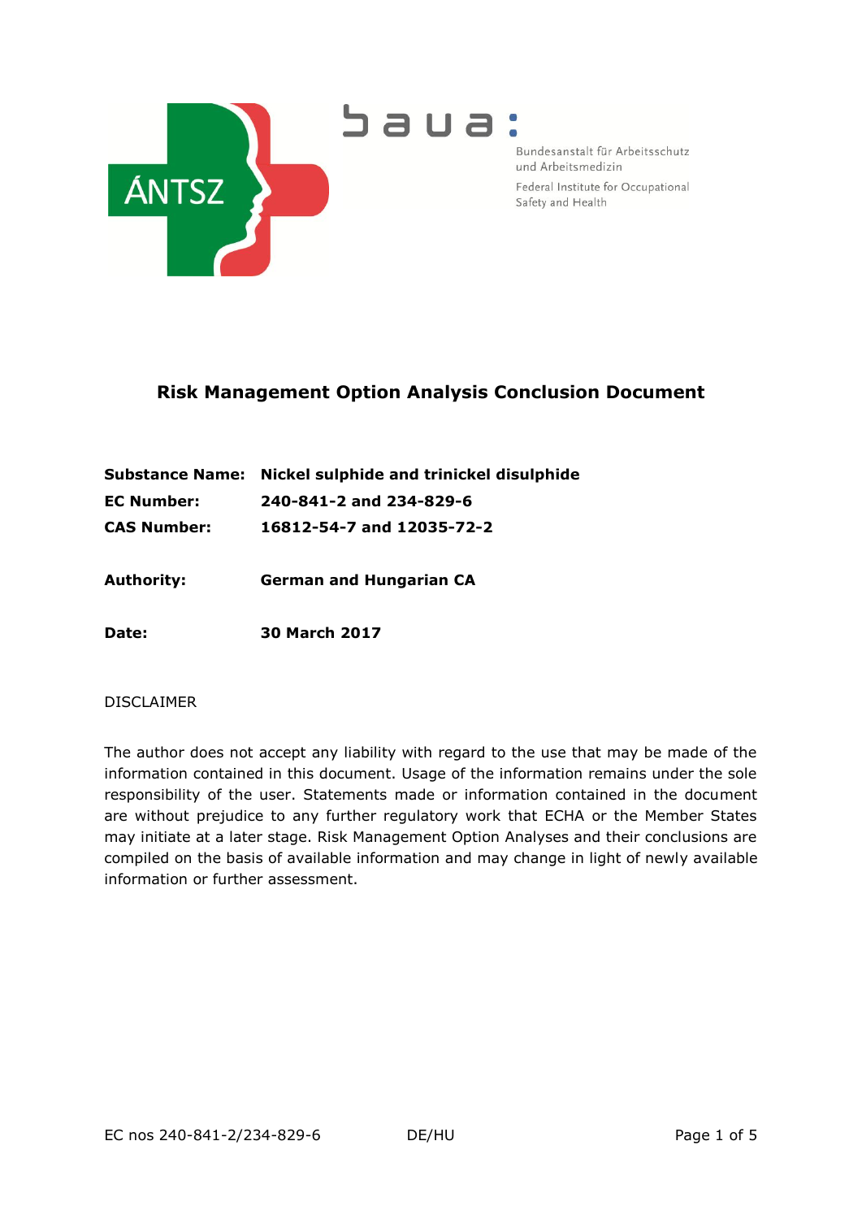ÁNTSZ

baua:

Bundesanstalt für Arbeitsschutz und Arbeitsmedizin

Federal Institute for Occupational Safety and Health

# Risk Management Option Analysis Conclusion Document

**Substance Name:** **Nickel sulphide and trinickel disulphide**

**EC Number:** **240-841-2 and 234-829-6**

**CAS Number:** **16812-54-7 and 12035-72-2**

**Authority:** **German and Hungarian CA**

**Date:** **30 March 2017**

DISCLAIMER

The author does not accept any liability with regard to the use that may be made of the information contained in this document. Usage of the information remains under the sole responsibility of the user. Statements made or information contained in the document are without prejudice to any further regulatory work that ECHA or the Member States may initiate at a later stage. Risk Management Option Analyses and their conclusions are compiled on the basis of available information and may change in light of newly available information or further assessment.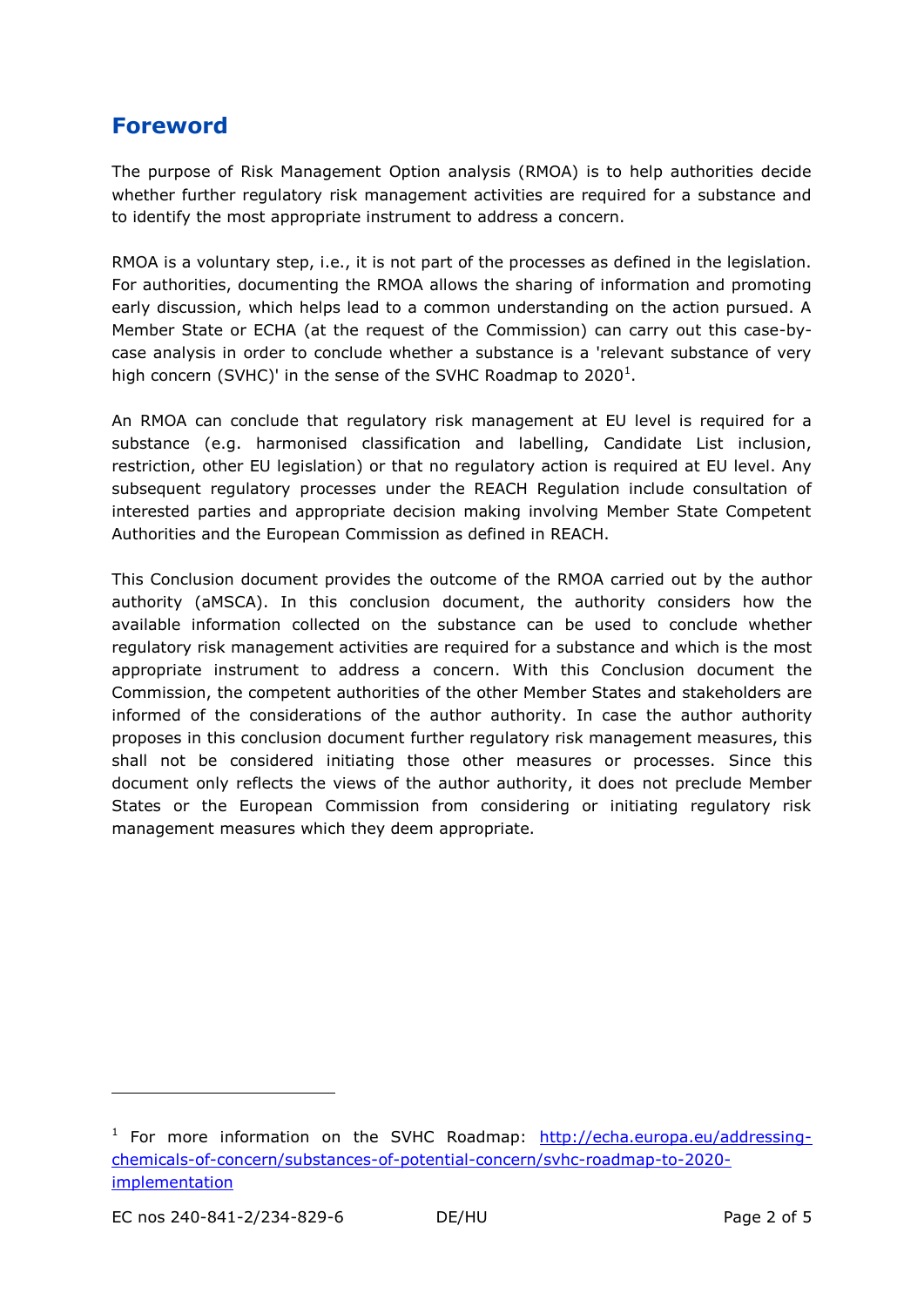## Foreword

The purpose of Risk Management Option analysis (RMOA) is to help authorities decide whether further regulatory risk management activities are required for a substance and to identify the most appropriate instrument to address a concern.

RMOA is a voluntary step, i.e., it is not part of the processes as defined in the legislation. For authorities, documenting the RMOA allows the sharing of information and promoting early discussion, which helps lead to a common understanding on the action pursued. A Member State or ECHA (at the request of the Commission) can carry out this case-by-case analysis in order to conclude whether a substance is a 'relevant substance of very high concern (SVHC)' in the sense of the SVHC Roadmap to 2020[1].

An RMOA can conclude that regulatory risk management at EU level is required for a substance (e.g. harmonised classification and labelling, Candidate List inclusion, restriction, other EU legislation) or that no regulatory action is required at EU level. Any subsequent regulatory processes under the REACH Regulation include consultation of interested parties and appropriate decision making involving Member State Competent Authorities and the European Commission as defined in REACH.

This Conclusion document provides the outcome of the RMOA carried out by the author authority (aMSCA). In this conclusion document, the authority considers how the available information collected on the substance can be used to conclude whether regulatory risk management activities are required for a substance and which is the most appropriate instrument to address a concern. With this Conclusion document the Commission, the competent authorities of the other Member States and stakeholders are informed of the considerations of the author authority. In case the author authority proposes in this conclusion document further regulatory risk management measures, this shall not be considered initiating those other measures or processes. Since this document only reflects the views of the author authority, it does not preclude Member States or the European Commission from considering or initiating regulatory risk management measures which they deem appropriate.

---

[1] For more information on the SVHC Roadmap: http://echa.europa.eu/addressing-chemicals-of-concern/substances-of-potential-concern/svhc-roadmap-to-2020-implementation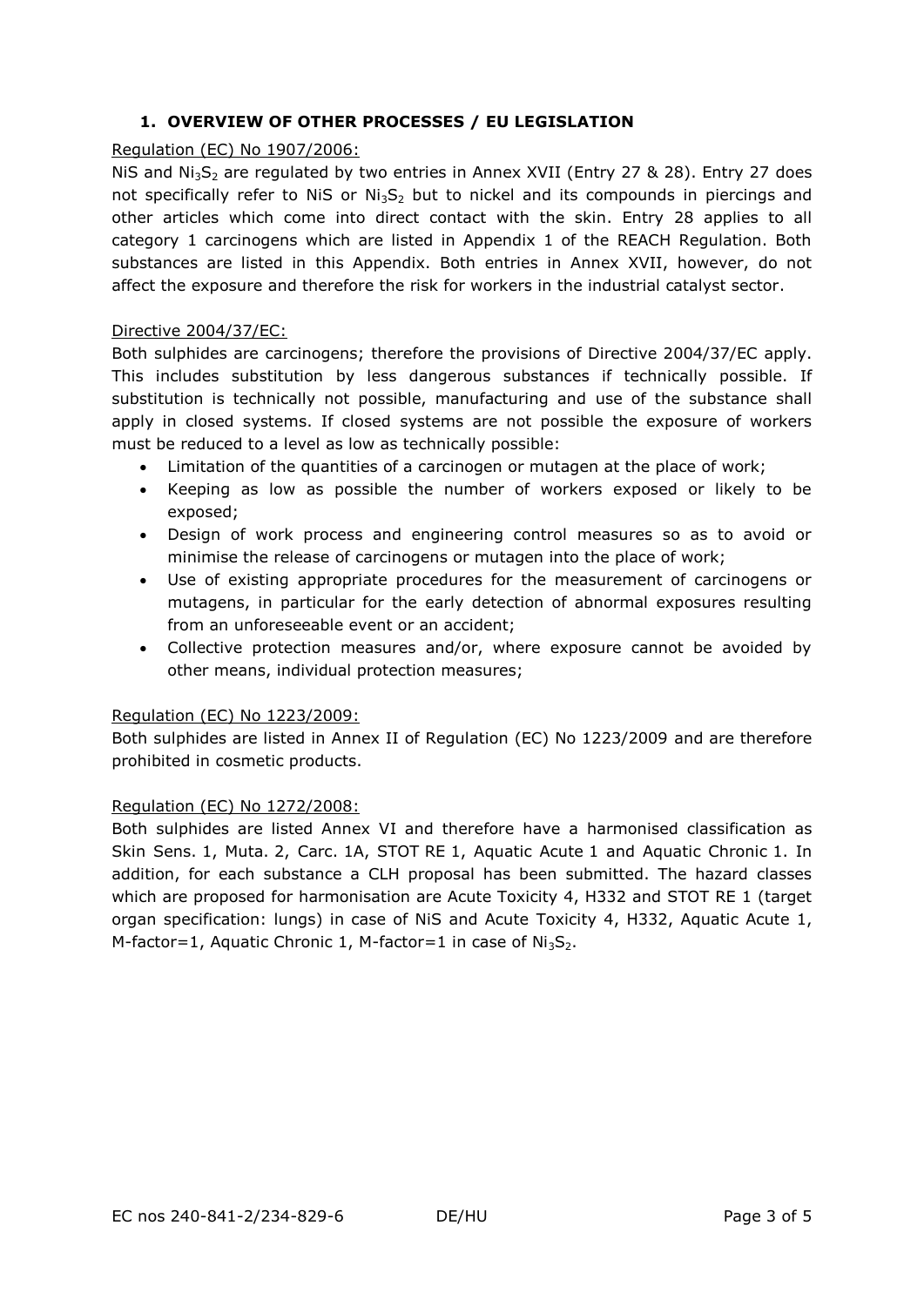## 1. OVERVIEW OF OTHER PROCESSES / EU LEGISLATION

Regulation (EC) No 1907/2006:

NiS and $Ni_3S_2$ are regulated by two entries in Annex XVII (Entry 27 & 28). Entry 27 does not specifically refer to NiS or $Ni_3S_2$ but to nickel and its compounds in piercings and other articles which come into direct contact with the skin. Entry 28 applies to all category 1 carcinogens which are listed in Appendix 1 of the REACH Regulation. Both substances are listed in this Appendix. Both entries in Annex XVII, however, do not affect the exposure and therefore the risk for workers in the industrial catalyst sector.

Directive 2004/37/EC:

Both sulphides are carcinogens; therefore the provisions of Directive 2004/37/EC apply. This includes substitution by less dangerous substances if technically possible. If substitution is technically not possible, manufacturing and use of the substance shall apply in closed systems. If closed systems are not possible the exposure of workers must be reduced to a level as low as technically possible:

- Limitation of the quantities of a carcinogen or mutagen at the place of work;
- Keeping as low as possible the number of workers exposed or likely to be exposed;
- Design of work process and engineering control measures so as to avoid or minimise the release of carcinogens or mutagen into the place of work;
- Use of existing appropriate procedures for the measurement of carcinogens or mutagens, in particular for the early detection of abnormal exposures resulting from an unforeseeable event or an accident;
- Collective protection measures and/or, where exposure cannot be avoided by other means, individual protection measures;

Regulation (EC) No 1223/2009:

Both sulphides are listed in Annex II of Regulation (EC) No 1223/2009 and are therefore prohibited in cosmetic products.

Regulation (EC) No 1272/2008:

Both sulphides are listed Annex VI and therefore have a harmonised classification as Skin Sens. 1, Muta. 2, Carc. 1A, STOT RE 1, Aquatic Acute 1 and Aquatic Chronic 1. In addition, for each substance a CLH proposal has been submitted. The hazard classes which are proposed for harmonisation are Acute Toxicity 4, H332 and STOT RE 1 (target organ specification: lungs) in case of NiS and Acute Toxicity 4, H332, Aquatic Acute 1, M-factor=1, Aquatic Chronic 1, M-factor=1 in case of $Ni_3S_2$.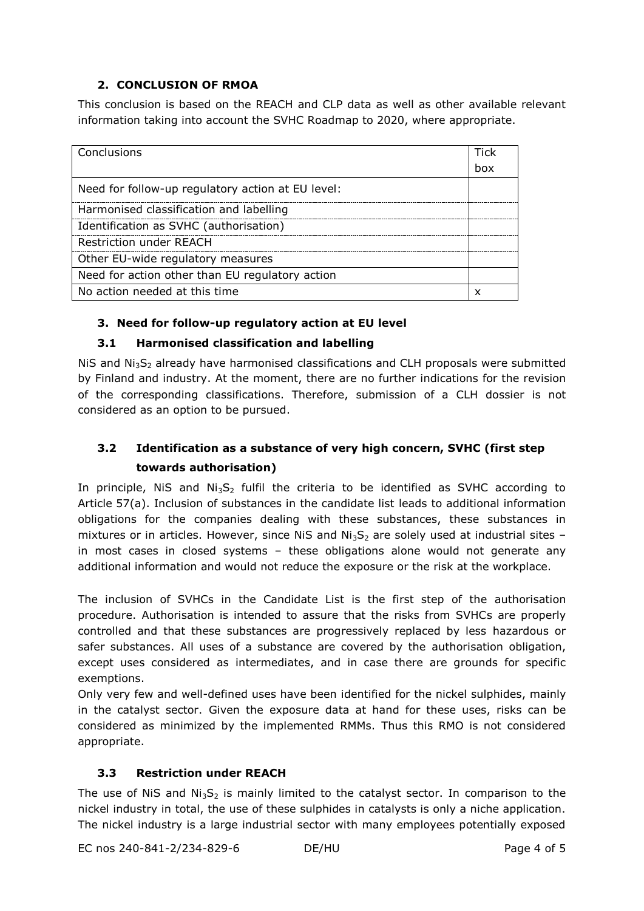## 2. CONCLUSION OF RMOA

This conclusion is based on the REACH and CLP data as well as other available relevant information taking into account the SVHC Roadmap to 2020, where appropriate.

| Conclusions | Tick box |
|---|---|
| Need for follow-up regulatory action at EU level: | |
| Harmonised classification and labelling | |
| Identification as SVHC (authorisation) | |
| Restriction under REACH | |
| Other EU-wide regulatory measures | |
| Need for action other than EU regulatory action | |
| No action needed at this time | x |

### 3. Need for follow-up regulatory action at EU level

### 3.1 Harmonised classification and labelling

NiS and $Ni_3S_2$ already have harmonised classifications and CLH proposals were submitted by Finland and industry. At the moment, there are no further indications for the revision of the corresponding classifications. Therefore, submission of a CLH dossier is not considered as an option to be pursued.

### 3.2 Identification as a substance of very high concern, SVHC (first step towards authorisation)

In principle, NiS and $Ni_3S_2$ fulfil the criteria to be identified as SVHC according to Article 57(a). Inclusion of substances in the candidate list leads to additional information obligations for the companies dealing with these substances, these substances in mixtures or in articles. However, since NiS and $Ni_3S_2$ are solely used at industrial sites – in most cases in closed systems – these obligations alone would not generate any additional information and would not reduce the exposure or the risk at the workplace.

The inclusion of SVHCs in the Candidate List is the first step of the authorisation procedure. Authorisation is intended to assure that the risks from SVHCs are properly controlled and that these substances are progressively replaced by less hazardous or safer substances. All uses of a substance are covered by the authorisation obligation, except uses considered as intermediates, and in case there are grounds for specific exemptions.

Only very few and well-defined uses have been identified for the nickel sulphides, mainly in the catalyst sector. Given the exposure data at hand for these uses, risks can be considered as minimized by the implemented RMMs. Thus this RMO is not considered appropriate.

### 3.3 Restriction under REACH

The use of NiS and $Ni_3S_2$ is mainly limited to the catalyst sector. In comparison to the nickel industry in total, the use of these sulphides in catalysts is only a niche application. The nickel industry is a large industrial sector with many employees potentially exposed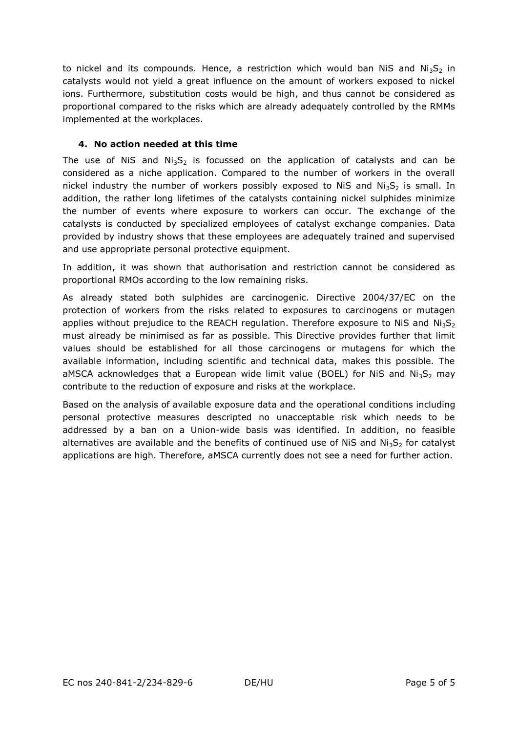to nickel and its compounds. Hence, a restriction which would ban NiS and $Ni_3S_2$ in catalysts would not yield a great influence on the amount of workers exposed to nickel ions. Furthermore, substitution costs would be high, and thus cannot be considered as proportional compared to the risks which are already adequately controlled by the RMMs implemented at the workplaces.

### 4. No action needed at this time

The use of NiS and $Ni_3S_2$ is focussed on the application of catalysts and can be considered as a niche application. Compared to the number of workers in the overall nickel industry the number of workers possibly exposed to NiS and $Ni_3S_2$ is small. In addition, the rather long lifetimes of the catalysts containing nickel sulphides minimize the number of events where exposure to workers can occur. The exchange of the catalysts is conducted by specialized employees of catalyst exchange companies. Data provided by industry shows that these employees are adequately trained and supervised and use appropriate personal protective equipment.

In addition, it was shown that authorisation and restriction cannot be considered as proportional RMOs according to the low remaining risks.

As already stated both sulphides are carcinogenic. Directive 2004/37/EC on the protection of workers from the risks related to exposures to carcinogens or mutagen applies without prejudice to the REACH regulation. Therefore exposure to NiS and $Ni_3S_2$ must already be minimised as far as possible. This Directive provides further that limit values should be established for all those carcinogens or mutagens for which the available information, including scientific and technical data, makes this possible. The aMSCA acknowledges that a European wide limit value (BOEL) for NiS and $Ni_3S_2$ may contribute to the reduction of exposure and risks at the workplace.

Based on the analysis of available exposure data and the operational conditions including personal protective measures descripted no unacceptable risk which needs to be addressed by a ban on a Union-wide basis was identified. In addition, no feasible alternatives are available and the benefits of continued use of NiS and $Ni_3S_2$ for catalyst applications are high. Therefore, aMSCA currently does not see a need for further action.